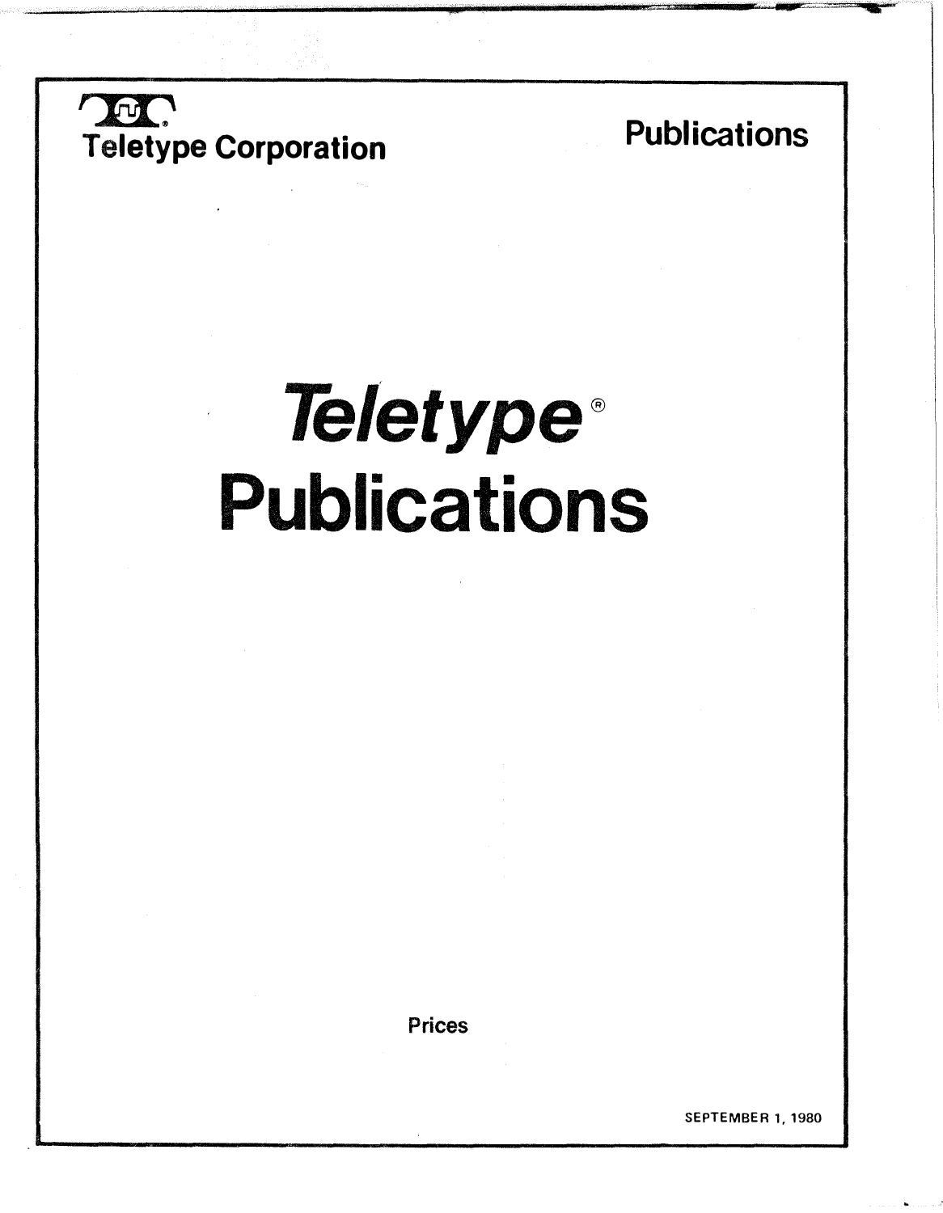Teletype Corporation

Publications

# *Teletype*®
# Publications

Prices

SEPTEMBER 1, 1980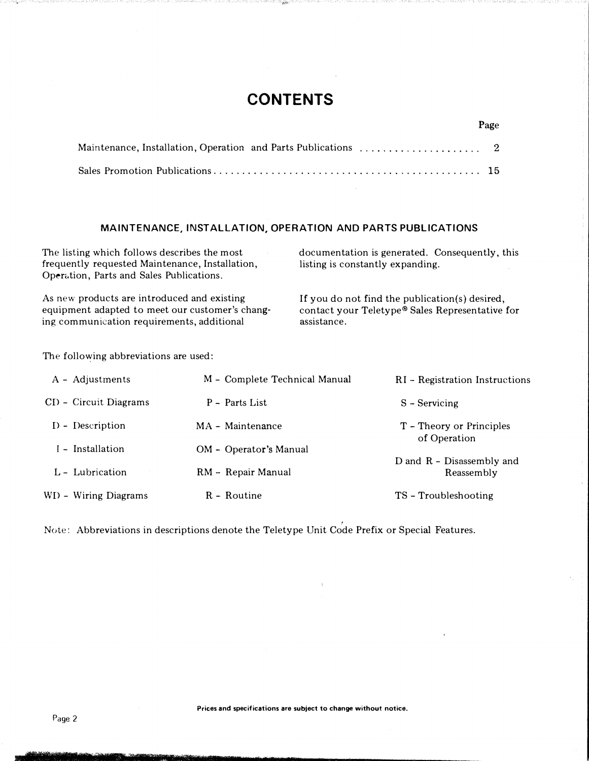# CONTENTS

| | Page |
|---|---|
| Maintenance, Installation, Operation and Parts Publications | 2 |
| Sales Promotion Publications | 15 |

## MAINTENANCE, INSTALLATION, OPERATION AND PARTS PUBLICATIONS

The listing which follows describes the most frequently requested Maintenance, Installation, Operation, Parts and Sales Publications.

As new products are introduced and existing equipment adapted to meet our customer's changing communication requirements, additional documentation is generated. Consequently, this listing is constantly expanding.

If you do not find the publication(s) desired, contact your Teletype® Sales Representative for assistance.

The following abbreviations are used:

| | | |
|---|---|---|
| A - Adjustments | M - Complete Technical Manual | RI - Registration Instructions |
| CD - Circuit Diagrams | P - Parts List | S - Servicing |
| D - Description | MA - Maintenance | T - Theory or Principles of Operation |
| I - Installation | OM - Operator's Manual | D and R - Disassembly and Reassembly |
| L - Lubrication | RM - Repair Manual | |
| WD - Wiring Diagrams | R - Routine | TS - Troubleshooting |

Note: Abbreviations in descriptions denote the Teletype Unit Code Prefix or Special Features.

**Prices and specifications are subject to change without notice.**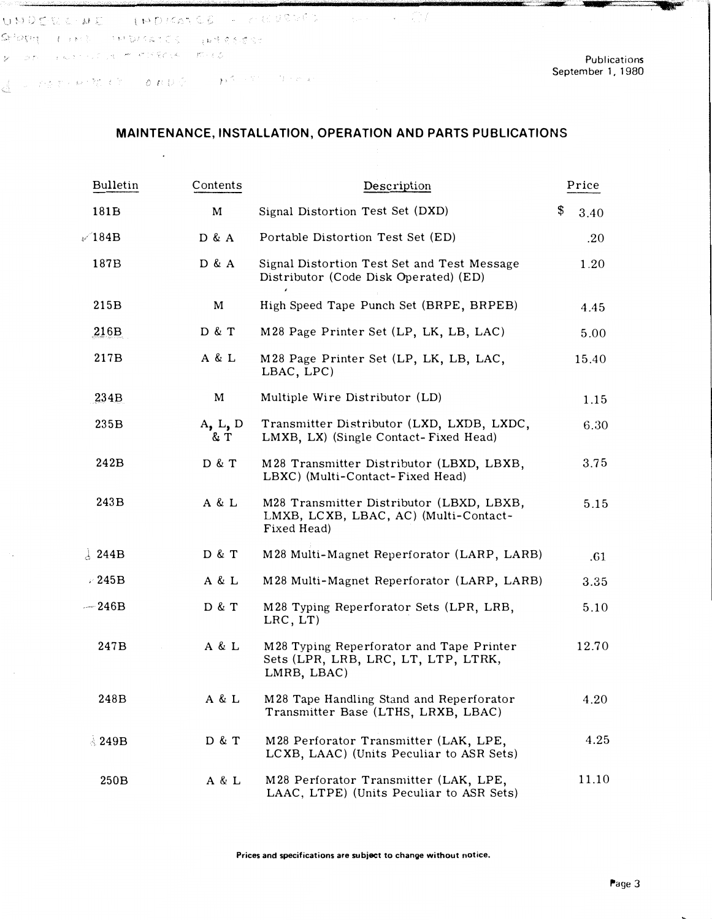## MAINTENANCE, INSTALLATION, OPERATION AND PARTS PUBLICATIONS

| Bulletin | Contents | Description | Price |
|---|---|---|---|
| 181B | M | Signal Distortion Test Set (DXD) | $ 3.40 |
| 184B | D & A | Portable Distortion Test Set (ED) | .20 |
| 187B | D & A | Signal Distortion Test Set and Test Message Distributor (Code Disk Operated) (ED) | 1.20 |
| 215B | M | High Speed Tape Punch Set (BRPE, BRPEB) | 4.45 |
| 216B | D & T | M28 Page Printer Set (LP, LK, LB, LAC) | 5.00 |
| 217B | A & L | M28 Page Printer Set (LP, LK, LB, LAC, LBAC, LPC) | 15.40 |
| 234B | M | Multiple Wire Distributor (LD) | 1.15 |
| 235B | A, L, D & T | Transmitter Distributor (LXD, LXDB, LXDC, LMXB, LX) (Single Contact-Fixed Head) | 6.30 |
| 242B | D & T | M28 Transmitter Distributor (LBXD, LBXB, LBXC) (Multi-Contact-Fixed Head) | 3.75 |
| 243B | A & L | M28 Transmitter Distributor (LBXD, LBXB, LMXB, LCXB, LBAC, AC) (Multi-Contact-Fixed Head) | 5.15 |
| 244B | D & T | M28 Multi-Magnet Reperforator (LARP, LARB) | .61 |
| 245B | A & L | M28 Multi-Magnet Reperforator (LARP, LARB) | 3.35 |
| 246B | D & T | M28 Typing Reperforator Sets (LPR, LRB, LRC, LT) | 5.10 |
| 247B | A & L | M28 Typing Reperforator and Tape Printer Sets (LPR, LRB, LRC, LT, LTP, LTRK, LMRB, LBAC) | 12.70 |
| 248B | A & L | M28 Tape Handling Stand and Reperforator Transmitter Base (LTHS, LRXB, LBAC) | 4.20 |
| 249B | D & T | M28 Perforator Transmitter (LAK, LPE, LCXB, LAAC) (Units Peculiar to ASR Sets) | 4.25 |
| 250B | A & L | M28 Perforator Transmitter (LAK, LPE, LAAC, LTPE) (Units Peculiar to ASR Sets) | 11.10 |

**Prices and specifications are subject to change without notice.**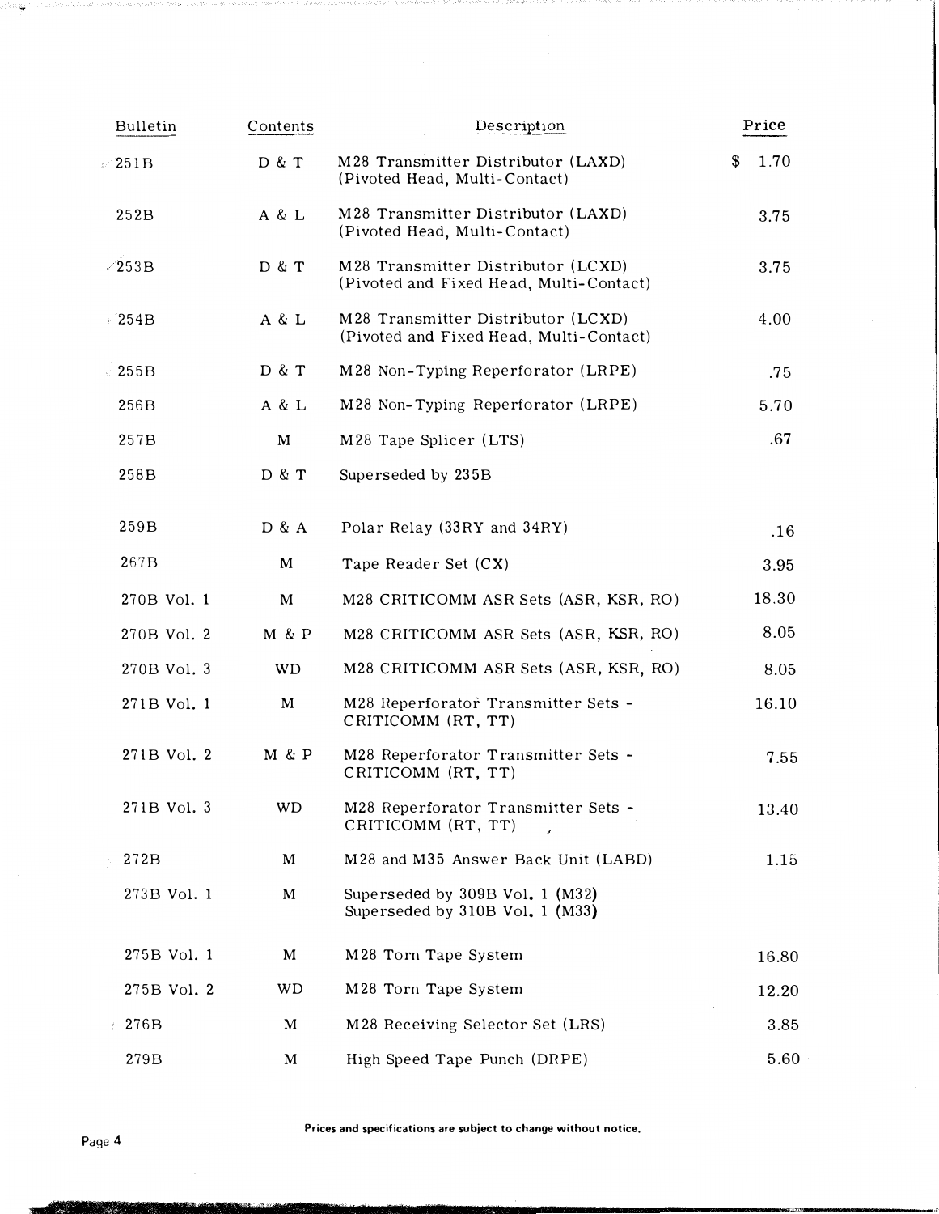| Bulletin | Contents | Description | Price |
|---|---|---|---|
| 251B | D & T | M28 Transmitter Distributor (LAXD) (Pivoted Head, Multi-Contact) | $ 1.70 |
| 252B | A & L | M28 Transmitter Distributor (LAXD) (Pivoted Head, Multi-Contact) | 3.75 |
| 253B | D & T | M28 Transmitter Distributor (LCXD) (Pivoted and Fixed Head, Multi-Contact) | 3.75 |
| 254B | A & L | M28 Transmitter Distributor (LCXD) (Pivoted and Fixed Head, Multi-Contact) | 4.00 |
| 255B | D & T | M28 Non-Typing Reperforator (LRPE) | .75 |
| 256B | A & L | M28 Non-Typing Reperforator (LRPE) | 5.70 |
| 257B | M | M28 Tape Splicer (LTS) | .67 |
| 258B | D & T | Superseded by 235B | |
| 259B | D & A | Polar Relay (33RY and 34RY) | .16 |
| 267B | M | Tape Reader Set (CX) | 3.95 |
| 270B Vol. 1 | M | M28 CRITICOMM ASR Sets (ASR, KSR, RO) | 18.30 |
| 270B Vol. 2 | M & P | M28 CRITICOMM ASR Sets (ASR, KSR, RO) | 8.05 |
| 270B Vol. 3 | WD | M28 CRITICOMM ASR Sets (ASR, KSR, RO) | 8.05 |
| 271B Vol. 1 | M | M28 Reperforator Transmitter Sets - CRITICOMM (RT, TT) | 16.10 |
| 271B Vol. 2 | M & P | M28 Reperforator Transmitter Sets - CRITICOMM (RT, TT) | 7.55 |
| 271B Vol. 3 | WD | M28 Reperforator Transmitter Sets - CRITICOMM (RT, TT) | 13.40 |
| 272B | M | M28 and M35 Answer Back Unit (LABD) | 1.15 |
| 273B Vol. 1 | M | Superseded by 309B Vol. 1 (M32)<br>Superseded by 310B Vol. 1 (M33) | |
| 275B Vol. 1 | M | M28 Torn Tape System | 16.80 |
| 275B Vol. 2 | WD | M28 Torn Tape System | 12.20 |
| 276B | M | M28 Receiving Selector Set (LRS) | 3.85 |
| 279B | M | High Speed Tape Punch (DRPE) | 5.60 |

**Prices and specifications are subject to change without notice.**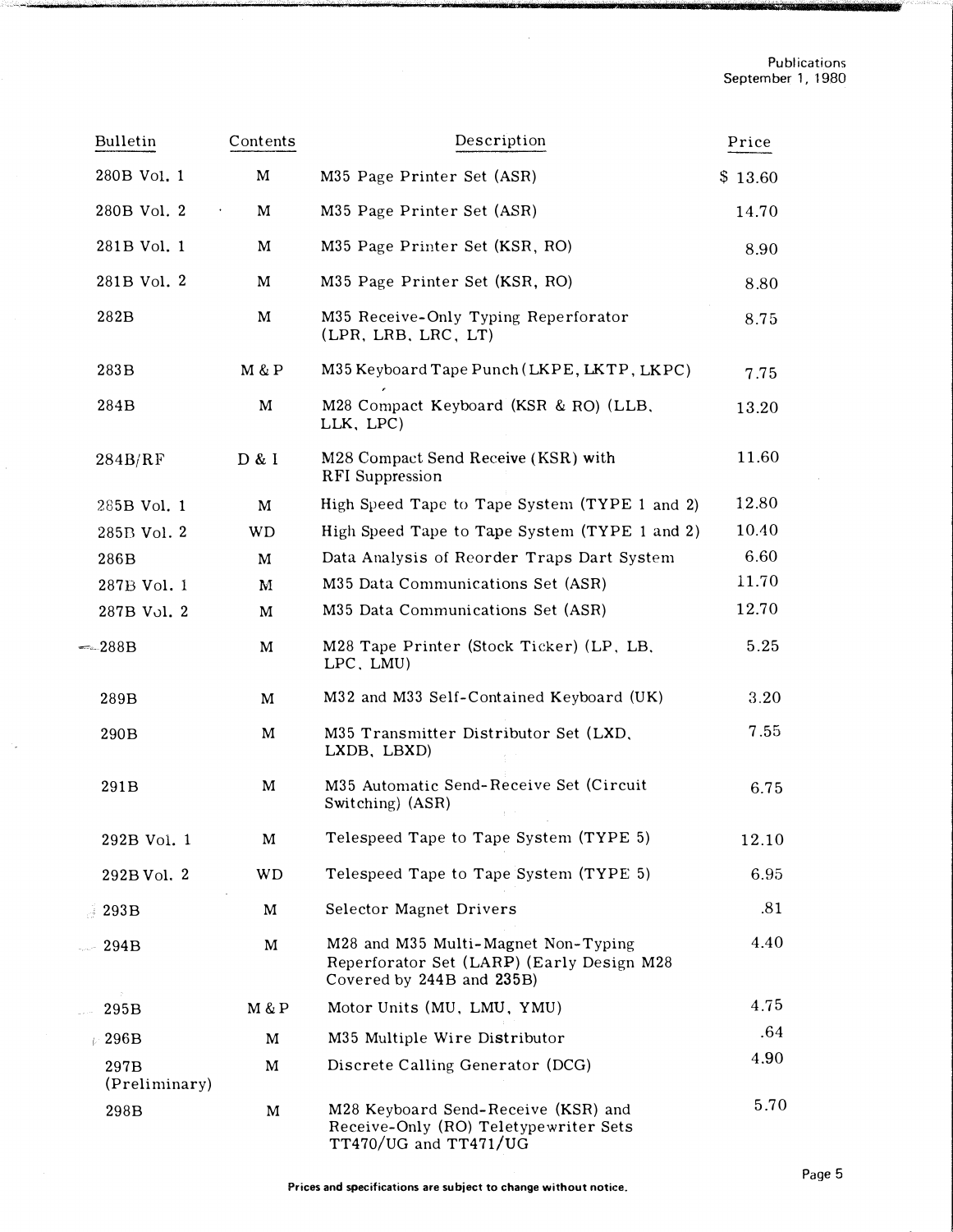Publications
September 1, 1980

| Bulletin | Contents | Description | Price |
|---|---|---|---|
| 280B Vol. 1 | M | M35 Page Printer Set (ASR) | $ 13.60 |
| 280B Vol. 2 | M | M35 Page Printer Set (ASR) | 14.70 |
| 281B Vol. 1 | M | M35 Page Printer Set (KSR, RO) | 8.90 |
| 281B Vol. 2 | M | M35 Page Printer Set (KSR, RO) | 8.80 |
| 282B | M | M35 Receive-Only Typing Reperforator (LPR, LRB, LRC, LT) | 8.75 |
| 283B | M & P | M35 Keyboard Tape Punch (LKPE, LKTP, LKPC) | 7.75 |
| 284B | M | M28 Compact Keyboard (KSR & RO) (LLB, LLK, LPC) | 13.20 |
| 284B/RF | D & I | M28 Compact Send Receive (KSR) with RFI Suppression | 11.60 |
| 285B Vol. 1 | M | High Speed Tape to Tape System (TYPE 1 and 2) | 12.80 |
| 285B Vol. 2 | WD | High Speed Tape to Tape System (TYPE 1 and 2) | 10.40 |
| 286B | M | Data Analysis of Reorder Traps Dart System | 6.60 |
| 287B Vol. 1 | M | M35 Data Communications Set (ASR) | 11.70 |
| 287B Vol. 2 | M | M35 Data Communications Set (ASR) | 12.70 |
| 288B | M | M28 Tape Printer (Stock Ticker) (LP, LB, LPC, LMU) | 5.25 |
| 289B | M | M32 and M33 Self-Contained Keyboard (UK) | 3.20 |
| 290B | M | M35 Transmitter Distributor Set (LXD, LXDB, LBXD) | 7.55 |
| 291B | M | M35 Automatic Send-Receive Set (Circuit Switching) (ASR) | 6.75 |
| 292B Vol. 1 | M | Telespeed Tape to Tape System (TYPE 5) | 12.10 |
| 292B Vol. 2 | WD | Telespeed Tape to Tape System (TYPE 5) | 6.95 |
| 293B | M | Selector Magnet Drivers | .81 |
| 294B | M | M28 and M35 Multi-Magnet Non-Typing Reperforator Set (LARP) (Early Design M28 Covered by 244B and 235B) | 4.40 |
| 295B | M & P | Motor Units (MU, LMU, YMU) | 4.75 |
| 296B | M | M35 Multiple Wire Distributor | .64 |
| 297B (Preliminary) | M | Discrete Calling Generator (DCG) | 4.90 |
| 298B | M | M28 Keyboard Send-Receive (KSR) and Receive-Only (RO) Teletypewriter Sets TT470/UG and TT471/UG | 5.70 |

**Prices and specifications are subject to change without notice.**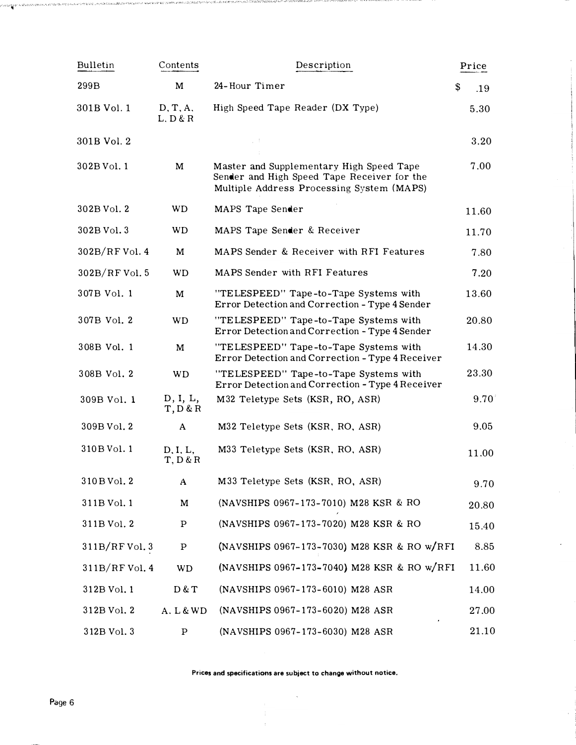| Bulletin | Contents | Description | Price |
|---|---|---|---|
| 299B | M | 24-Hour Timer | $ .19 |
| 301B Vol. 1 | D, T, A, L, D & R | High Speed Tape Reader (DX Type) | 5.30 |
| 301B Vol. 2 | | | 3.20 |
| 302B Vol. 1 | M | Master and Supplementary High Speed Tape Sender and High Speed Tape Receiver for the Multiple Address Processing System (MAPS) | 7.00 |
| 302B Vol. 2 | WD | MAPS Tape Sender | 11.60 |
| 302B Vol. 3 | WD | MAPS Tape Sender & Receiver | 11.70 |
| 302B/RF Vol. 4 | M | MAPS Sender & Receiver with RFI Features | 7.80 |
| 302B/RF Vol. 5 | WD | MAPS Sender with RFI Features | 7.20 |
| 307B Vol. 1 | M | "TELESPEED" Tape-to-Tape Systems with Error Detection and Correction - Type 4 Sender | 13.60 |
| 307B Vol. 2 | WD | "TELESPEED" Tape-to-Tape Systems with Error Detection and Correction - Type 4 Sender | 20.80 |
| 308B Vol. 1 | M | "TELESPEED" Tape-to-Tape Systems with Error Detection and Correction - Type 4 Receiver | 14.30 |
| 308B Vol. 2 | WD | "TELESPEED" Tape-to-Tape Systems with Error Detection and Correction - Type 4 Receiver | 23.30 |
| 309B Vol. 1 | D, I, L, T, D & R | M32 Teletype Sets (KSR, RO, ASR) | 9.70 |
| 309B Vol. 2 | A | M32 Teletype Sets (KSR, RO, ASR) | 9.05 |
| 310B Vol. 1 | D, I, L, T, D & R | M33 Teletype Sets (KSR, RO, ASR) | 11.00 |
| 310B Vol. 2 | A | M33 Teletype Sets (KSR, RO, ASR) | 9.70 |
| 311B Vol. 1 | M | (NAVSHIPS 0967-173-7010) M28 KSR & RO | 20.80 |
| 311B Vol. 2 | P | (NAVSHIPS 0967-173-7020) M28 KSR & RO | 15.40 |
| 311B/RF Vol. 3 | P | (NAVSHIPS 0967-173-7030) M28 KSR & RO w/RFI | 8.85 |
| 311B/RF Vol. 4 | WD | (NAVSHIPS 0967-173-7040) M28 KSR & RO w/RFI | 11.60 |
| 312B Vol. 1 | D & T | (NAVSHIPS 0967-173-6010) M28 ASR | 14.00 |
| 312B Vol. 2 | A, L & WD | (NAVSHIPS 0967-173-6020) M28 ASR | 27.00 |
| 312B Vol. 3 | P | (NAVSHIPS 0967-173-6030) M28 ASR | 21.10 |

**Prices and specifications are subject to change without notice.**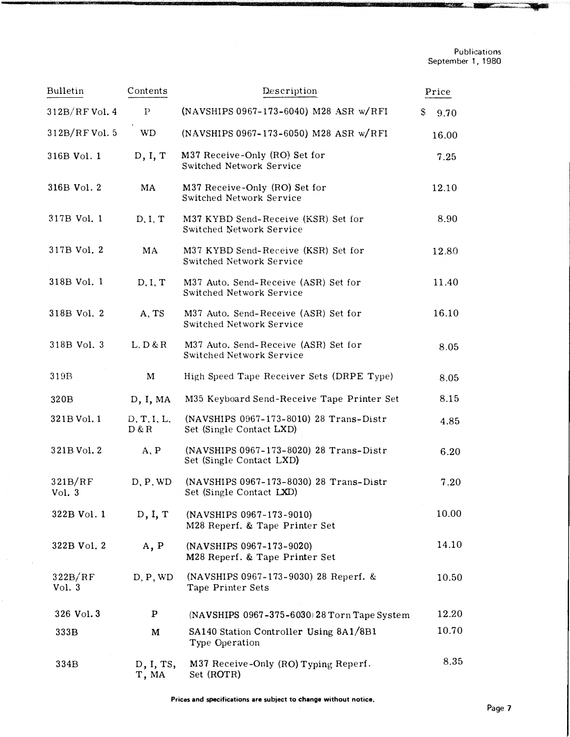| Bulletin | Contents | Description | Price |
|---|---|---|---|
| 312B/RF Vol. 4 | P | (NAVSHIPS 0967-173-6040) M28 ASR w/RFI | $ 9.70 |
| 312B/RF Vol. 5 | WD | (NAVSHIPS 0967-173-6050) M28 ASR w/RFI | 16.00 |
| 316B Vol. 1 | D, I, T | M37 Receive-Only (RO) Set for Switched Network Service | 7.25 |
| 316B Vol. 2 | MA | M37 Receive-Only (RO) Set for Switched Network Service | 12.10 |
| 317B Vol. 1 | D, I, T | M37 KYBD Send-Receive (KSR) Set for Switched Network Service | 8.90 |
| 317B Vol. 2 | MA | M37 KYBD Send-Receive (KSR) Set for Switched Network Service | 12.80 |
| 318B Vol. 1 | D, I, T | M37 Auto. Send-Receive (ASR) Set for Switched Network Service | 11.40 |
| 318B Vol. 2 | A, TS | M37 Auto. Send-Receive (ASR) Set for Switched Network Service | 16.10 |
| 318B Vol. 3 | L, D & R | M37 Auto. Send-Receive (ASR) Set for Switched Network Service | 8.05 |
| 319B | M | High Speed Tape Receiver Sets (DRPE Type) | 8.05 |
| 320B | D, I, MA | M35 Keyboard Send-Receive Tape Printer Set | 8.15 |
| 321B Vol. 1 | D, T, I, L, D & R | (NAVSHIPS 0967-173-8010) 28 Trans-Distr Set (Single Contact LXD) | 4.85 |
| 321B Vol. 2 | A, P | (NAVSHIPS 0967-173-8020) 28 Trans-Distr Set (Single Contact LXD) | 6.20 |
| 321B/RF Vol. 3 | D, P, WD | (NAVSHIPS 0967-173-8030) 28 Trans-Distr Set (Single Contact LXD) | 7.20 |
| 322B Vol. 1 | D, I, T | (NAVSHIPS 0967-173-9010) M28 Reperf. & Tape Printer Set | 10.00 |
| 322B Vol. 2 | A, P | (NAVSHIPS 0967-173-9020) M28 Reperf. & Tape Printer Set | 14.10 |
| 322B/RF Vol. 3 | D, P, WD | (NAVSHIPS 0967-173-9030) 28 Reperf. & Tape Printer Sets | 10.50 |
| 326 Vol. 3 | P | (NAVSHIPS 0967-375-6030) 28 Torn Tape System | 12.20 |
| 333B | M | SA140 Station Controller Using 8A1/8B1 Type Operation | 10.70 |
| 334B | D, I, TS, T, MA | M37 Receive-Only (RO) Typing Reperf. Set (ROTR) | 8.35 |

**Prices and specifications are subject to change without notice.**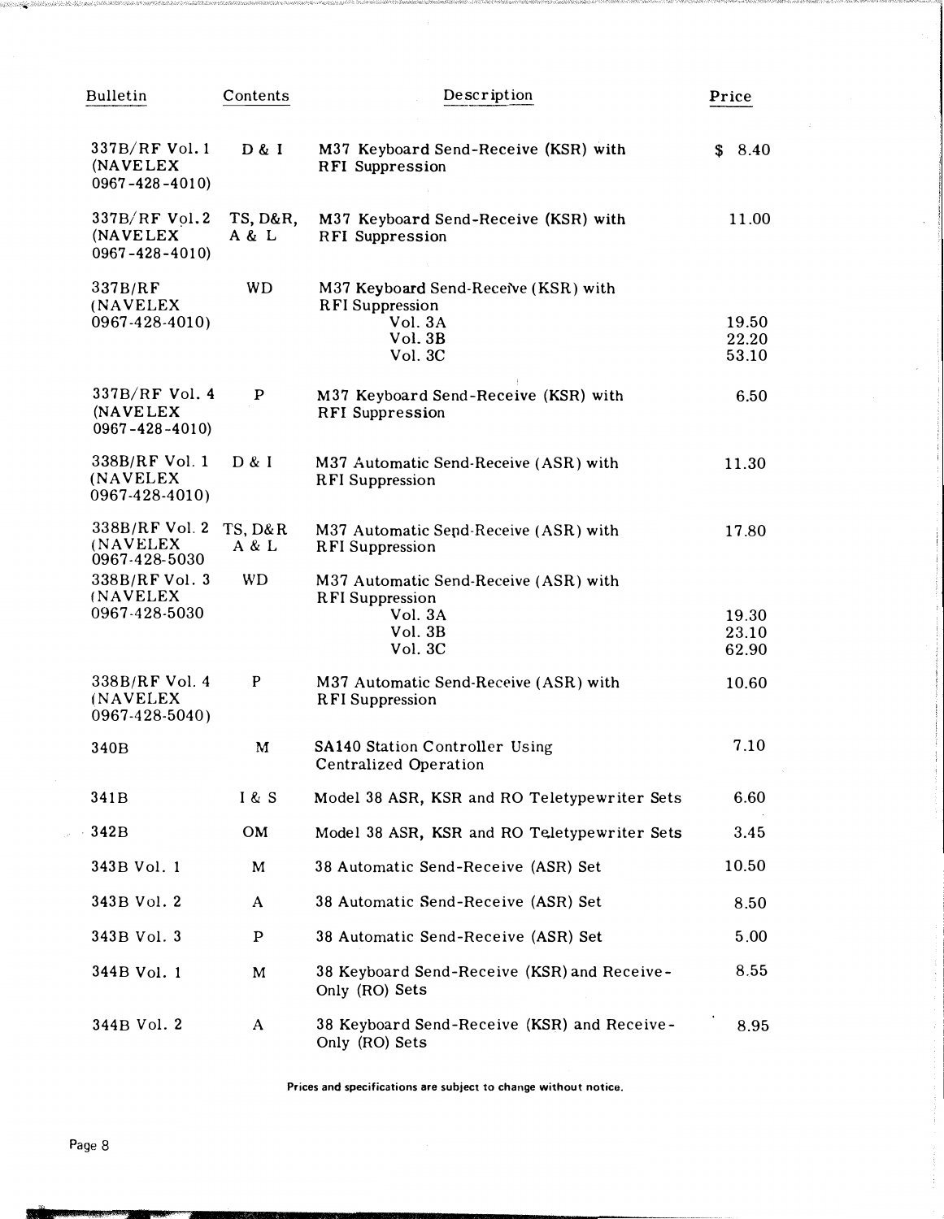| Bulletin | Contents | Description | Price |
|---|---|---|---|
| 337B/RF Vol. 1 (NAVELEX 0967-428-4010) | D & I | M37 Keyboard Send-Receive (KSR) with RFI Suppression | $ 8.40 |
| 337B/RF Vol. 2 (NAVELEX 0967-428-4010) | TS, D&R, A & L | M37 Keyboard Send-Receive (KSR) with RFI Suppression | 11.00 |
| 337B/RF (NAVELEX 0967-428-4010) | WD | M37 Keyboard Send-Receive (KSR) with RFI Suppression | |
| | | Vol. 3A | 19.50 |
| | | Vol. 3B | 22.20 |
| | | Vol. 3C | 53.10 |
| 337B/RF Vol. 4 (NAVELEX 0967-428-4010) | P | M37 Keyboard Send-Receive (KSR) with RFI Suppression | 6.50 |
| 338B/RF Vol. 1 (NAVELEX 0967-428-4010) | D & I | M37 Automatic Send-Receive (ASR) with RFI Suppression | 11.30 |
| 338B/RF Vol. 2 (NAVELEX 0967-428-5030 | TS, D&R A & L | M37 Automatic Send-Receive (ASR) with RFI Suppression | 17.80 |
| 338B/RF Vol. 3 (NAVELEX 0967-428-5030 | WD | M37 Automatic Send-Receive (ASR) with RFI Suppression | |
| | | Vol. 3A | 19.30 |
| | | Vol. 3B | 23.10 |
| | | Vol. 3C | 62.90 |
| 338B/RF Vol. 4 (NAVELEX 0967-428-5040) | P | M37 Automatic Send-Receive (ASR) with RFI Suppression | 10.60 |
| 340B | M | SA140 Station Controller Using Centralized Operation | 7.10 |
| 341B | I & S | Model 38 ASR, KSR and RO Teletypewriter Sets | 6.60 |
| 342B | OM | Model 38 ASR, KSR and RO Teletypewriter Sets | 3.45 |
| 343B Vol. 1 | M | 38 Automatic Send-Receive (ASR) Set | 10.50 |
| 343B Vol. 2 | A | 38 Automatic Send-Receive (ASR) Set | 8.50 |
| 343B Vol. 3 | P | 38 Automatic Send-Receive (ASR) Set | 5.00 |
| 344B Vol. 1 | M | 38 Keyboard Send-Receive (KSR) and Receive-Only (RO) Sets | 8.55 |
| 344B Vol. 2 | A | 38 Keyboard Send-Receive (KSR) and Receive-Only (RO) Sets | 8.95 |

**Prices and specifications are subject to change without notice.**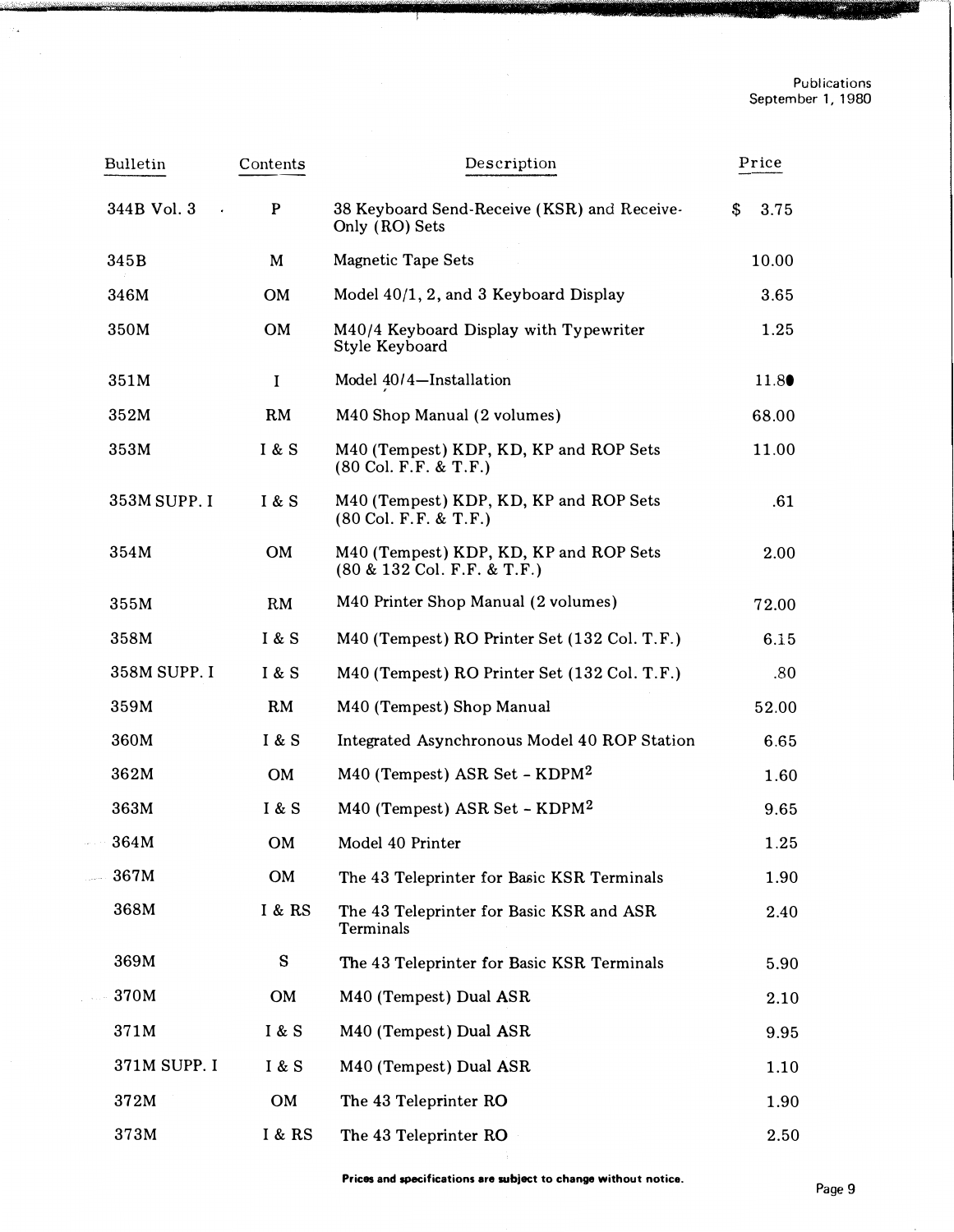| Bulletin | Contents | Description | Price |
|---|---|---|---|
| 344B Vol. 3 | P | 38 Keyboard Send-Receive (KSR) and Receive-Only (RO) Sets | $ 3.75 |
| 345B | M | Magnetic Tape Sets | 10.00 |
| 346M | OM | Model 40/1, 2, and 3 Keyboard Display | 3.65 |
| 350M | OM | M40/4 Keyboard Display with Typewriter Style Keyboard | 1.25 |
| 351M | I | Model 40/4—Installation | 11.80 |
| 352M | RM | M40 Shop Manual (2 volumes) | 68.00 |
| 353M | I & S | M40 (Tempest) KDP, KD, KP and ROP Sets (80 Col. F.F. & T.F.) | 11.00 |
| 353M SUPP. I | I & S | M40 (Tempest) KDP, KD, KP and ROP Sets (80 Col. F.F. & T.F.) | .61 |
| 354M | OM | M40 (Tempest) KDP, KD, KP and ROP Sets (80 & 132 Col. F.F. & T.F.) | 2.00 |
| 355M | RM | M40 Printer Shop Manual (2 volumes) | 72.00 |
| 358M | I & S | M40 (Tempest) RO Printer Set (132 Col. T.F.) | 6.15 |
| 358M SUPP. I | I & S | M40 (Tempest) RO Printer Set (132 Col. T.F.) | .80 |
| 359M | RM | M40 (Tempest) Shop Manual | 52.00 |
| 360M | I & S | Integrated Asynchronous Model 40 ROP Station | 6.65 |
| 362M | OM | M40 (Tempest) ASR Set - KDPM2 | 1.60 |
| 363M | I & S | M40 (Tempest) ASR Set - KDPM2 | 9.65 |
| 364M | OM | Model 40 Printer | 1.25 |
| 367M | OM | The 43 Teleprinter for Basic KSR Terminals | 1.90 |
| 368M | I & RS | The 43 Teleprinter for Basic KSR and ASR Terminals | 2.40 |
| 369M | S | The 43 Teleprinter for Basic KSR Terminals | 5.90 |
| 370M | OM | M40 (Tempest) Dual ASR | 2.10 |
| 371M | I & S | M40 (Tempest) Dual ASR | 9.95 |
| 371M SUPP. I | I & S | M40 (Tempest) Dual ASR | 1.10 |
| 372M | OM | The 43 Teleprinter RO | 1.90 |
| 373M | I & RS | The 43 Teleprinter RO | 2.50 |

**Prices and specifications are subject to change without notice.**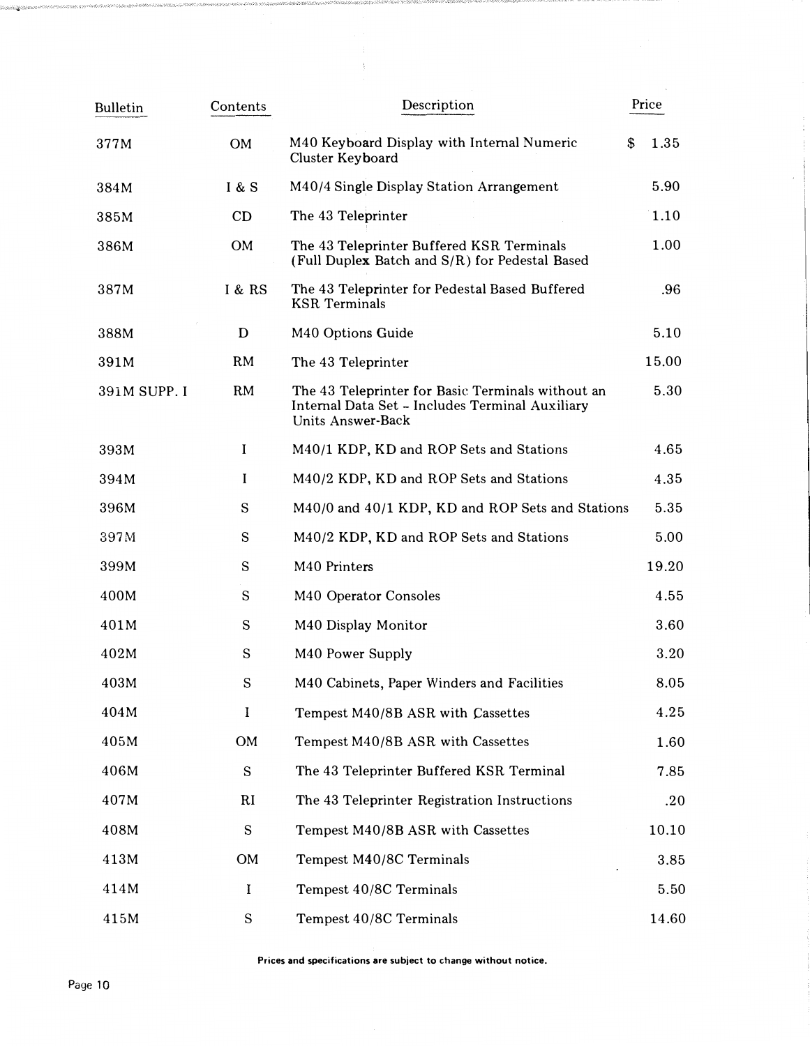| Bulletin | Contents | Description | Price |
|---|---|---|---|
| 377M | OM | M40 Keyboard Display with Internal Numeric Cluster Keyboard | $ 1.35 |
| 384M | I & S | M40/4 Single Display Station Arrangement | 5.90 |
| 385M | CD | The 43 Teleprinter | 1.10 |
| 386M | OM | The 43 Teleprinter Buffered KSR Terminals (Full Duplex Batch and S/R) for Pedestal Based | 1.00 |
| 387M | I & RS | The 43 Teleprinter for Pedestal Based Buffered KSR Terminals | .96 |
| 388M | D | M40 Options Guide | 5.10 |
| 391M | RM | The 43 Teleprinter | 15.00 |
| 391M SUPP. I | RM | The 43 Teleprinter for Basic Terminals without an Internal Data Set - Includes Terminal Auxiliary Units Answer-Back | 5.30 |
| 393M | I | M40/1 KDP, KD and ROP Sets and Stations | 4.65 |
| 394M | I | M40/2 KDP, KD and ROP Sets and Stations | 4.35 |
| 396M | S | M40/0 and 40/1 KDP, KD and ROP Sets and Stations | 5.35 |
| 397M | S | M40/2 KDP, KD and ROP Sets and Stations | 5.00 |
| 399M | S | M40 Printers | 19.20 |
| 400M | S | M40 Operator Consoles | 4.55 |
| 401M | S | M40 Display Monitor | 3.60 |
| 402M | S | M40 Power Supply | 3.20 |
| 403M | S | M40 Cabinets, Paper Winders and Facilities | 8.05 |
| 404M | I | Tempest M40/8B ASR with Cassettes | 4.25 |
| 405M | OM | Tempest M40/8B ASR with Cassettes | 1.60 |
| 406M | S | The 43 Teleprinter Buffered KSR Terminal | 7.85 |
| 407M | RI | The 43 Teleprinter Registration Instructions | .20 |
| 408M | S | Tempest M40/8B ASR with Cassettes | 10.10 |
| 413M | OM | Tempest M40/8C Terminals | 3.85 |
| 414M | I | Tempest 40/8C Terminals | 5.50 |
| 415M | S | Tempest 40/8C Terminals | 14.60 |

**Prices and specifications are subject to change without notice.**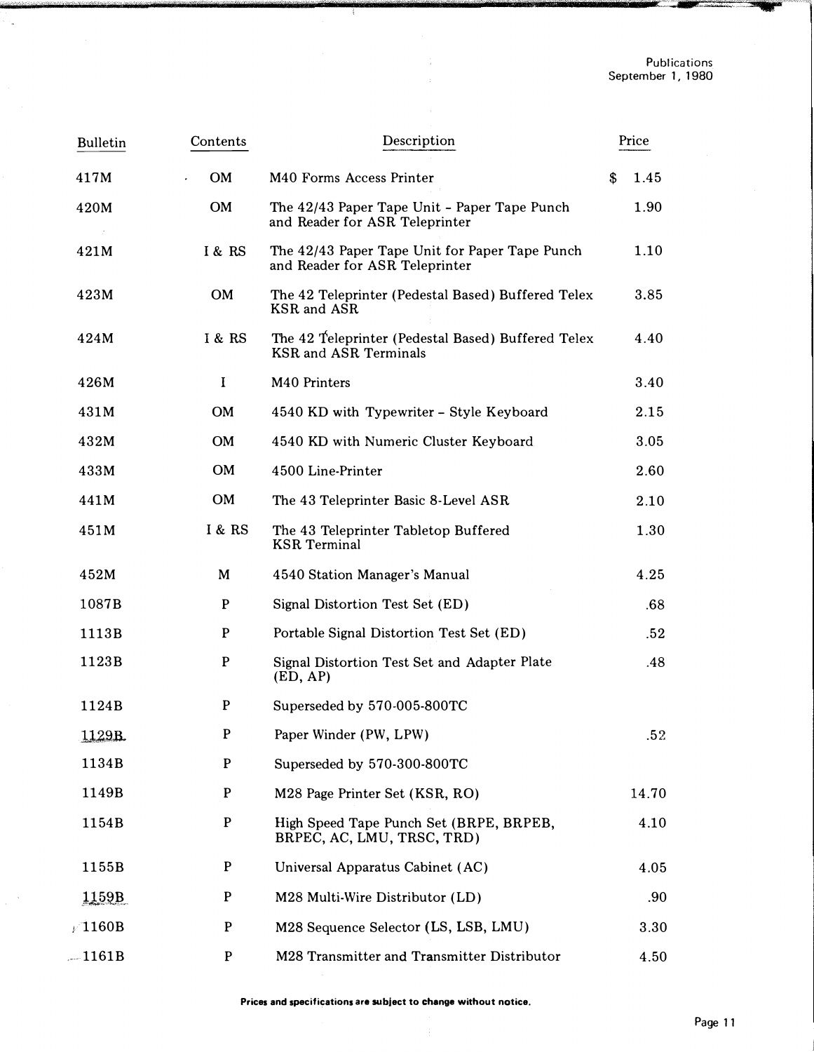| Bulletin | Contents | Description | Price |
|---|---|---|---|
| 417M | OM | M40 Forms Access Printer | $ 1.45 |
| 420M | OM | The 42/43 Paper Tape Unit - Paper Tape Punch and Reader for ASR Teleprinter | 1.90 |
| 421M | I & RS | The 42/43 Paper Tape Unit for Paper Tape Punch and Reader for ASR Teleprinter | 1.10 |
| 423M | OM | The 42 Teleprinter (Pedestal Based) Buffered Telex KSR and ASR | 3.85 |
| 424M | I & RS | The 42 Teleprinter (Pedestal Based) Buffered Telex KSR and ASR Terminals | 4.40 |
| 426M | I | M40 Printers | 3.40 |
| 431M | OM | 4540 KD with Typewriter - Style Keyboard | 2.15 |
| 432M | OM | 4540 KD with Numeric Cluster Keyboard | 3.05 |
| 433M | OM | 4500 Line-Printer | 2.60 |
| 441M | OM | The 43 Teleprinter Basic 8-Level ASR | 2.10 |
| 451M | I & RS | The 43 Teleprinter Tabletop Buffered KSR Terminal | 1.30 |
| 452M | M | 4540 Station Manager's Manual | 4.25 |
| 1087B | P | Signal Distortion Test Set (ED) | .68 |
| 1113B | P | Portable Signal Distortion Test Set (ED) | .52 |
| 1123B | P | Signal Distortion Test Set and Adapter Plate (ED, AP) | .48 |
| 1124B | P | Superseded by 570-005-800TC | |
| 1129B | P | Paper Winder (PW, LPW) | .52 |
| 1134B | P | Superseded by 570-300-800TC | |
| 1149B | P | M28 Page Printer Set (KSR, RO) | 14.70 |
| 1154B | P | High Speed Tape Punch Set (BRPE, BRPEB, BRPEC, AC, LMU, TRSC, TRD) | 4.10 |
| 1155B | P | Universal Apparatus Cabinet (AC) | 4.05 |
| 1159B | P | M28 Multi-Wire Distributor (LD) | .90 |
| 1160B | P | M28 Sequence Selector (LS, LSB, LMU) | 3.30 |
| 1161B | P | M28 Transmitter and Transmitter Distributor | 4.50 |

**Prices and specifications are subject to change without notice.**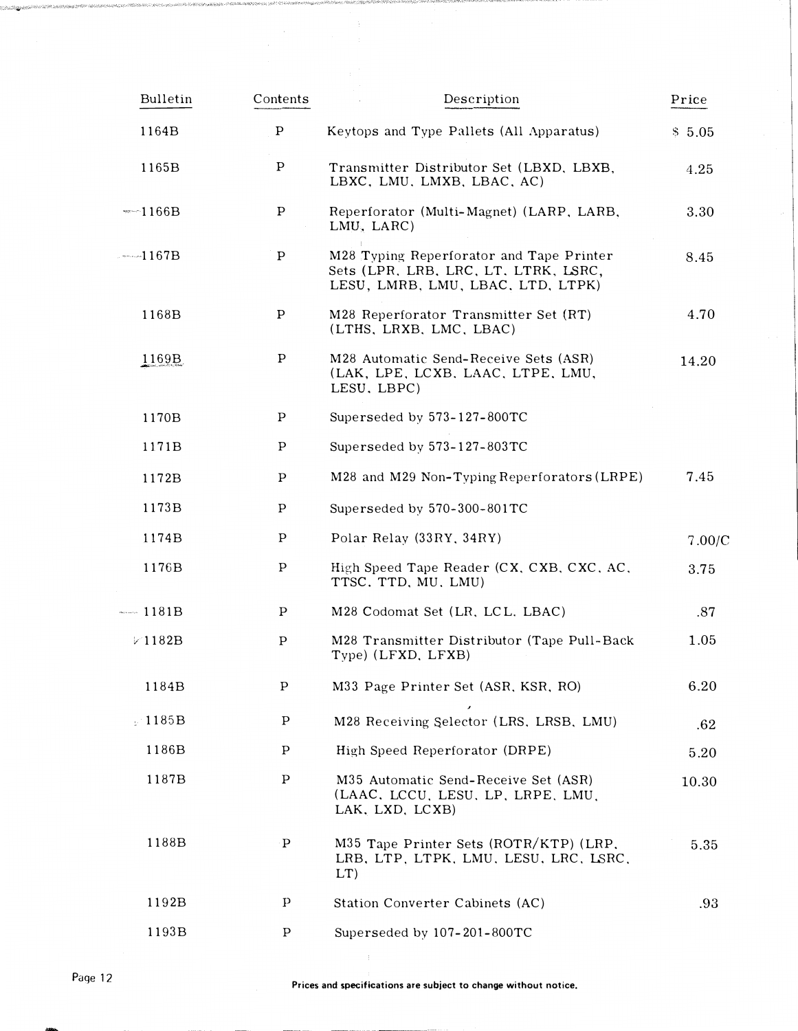| Bulletin | Contents | Description | Price |
|---|---|---|---|
| 1164B | P | Keytops and Type Pallets (All Apparatus) | $ 5.05 |
| 1165B | P | Transmitter Distributor Set (LBXD, LBXB, LBXC, LMU, LMXB, LBAC, AC) | 4.25 |
| 1166B | P | Reperforator (Multi-Magnet) (LARP, LARB, LMU, LARC) | 3.30 |
| 1167B | P | M28 Typing Reperforator and Tape Printer Sets (LPR, LRB, LRC, LT, LTRK, LSRC, LESU, LMRB, LMU, LBAC, LTD, LTPK) | 8.45 |
| 1168B | P | M28 Reperforator Transmitter Set (RT) (LTHS, LRXB, LMC, LBAC) | 4.70 |
| 1169B | P | M28 Automatic Send-Receive Sets (ASR) (LAK, LPE, LCXB, LAAC, LTPE, LMU, LESU, LBPC) | 14.20 |
| 1170B | P | Superseded by 573-127-800TC | |
| 1171B | P | Superseded by 573-127-803TC | |
| 1172B | P | M28 and M29 Non-Typing Reperforators (LRPE) | 7.45 |
| 1173B | P | Superseded by 570-300-801TC | |
| 1174B | P | Polar Relay (33RY, 34RY) | 7.00/C |
| 1176B | P | High Speed Tape Reader (CX, CXB, CXC, AC, TTSC, TTD, MU, LMU) | 3.75 |
| 1181B | P | M28 Codomat Set (LR, LCL, LBAC) | .87 |
| 1182B | P | M28 Transmitter Distributor (Tape Pull-Back Type) (LFXD, LFXB) | 1.05 |
| 1184B | P | M33 Page Printer Set (ASR, KSR, RO) | 6.20 |
| 1185B | P | M28 Receiving Selector (LRS, LRSB, LMU) | .62 |
| 1186B | P | High Speed Reperforator (DRPE) | 5.20 |
| 1187B | P | M35 Automatic Send-Receive Set (ASR) (LAAC, LCCU, LESU, LP, LRPE, LMU, LAK, LXD, LCXB) | 10.30 |
| 1188B | P | M35 Tape Printer Sets (ROTR/KTP) (LRP, LRB, LTP, LTPK, LMU, LESU, LRC, LSRC, LT) | 5.35 |
| 1192B | P | Station Converter Cabinets (AC) | .93 |
| 1193B | P | Superseded by 107-201-800TC | |

**Prices and specifications are subject to change without notice.**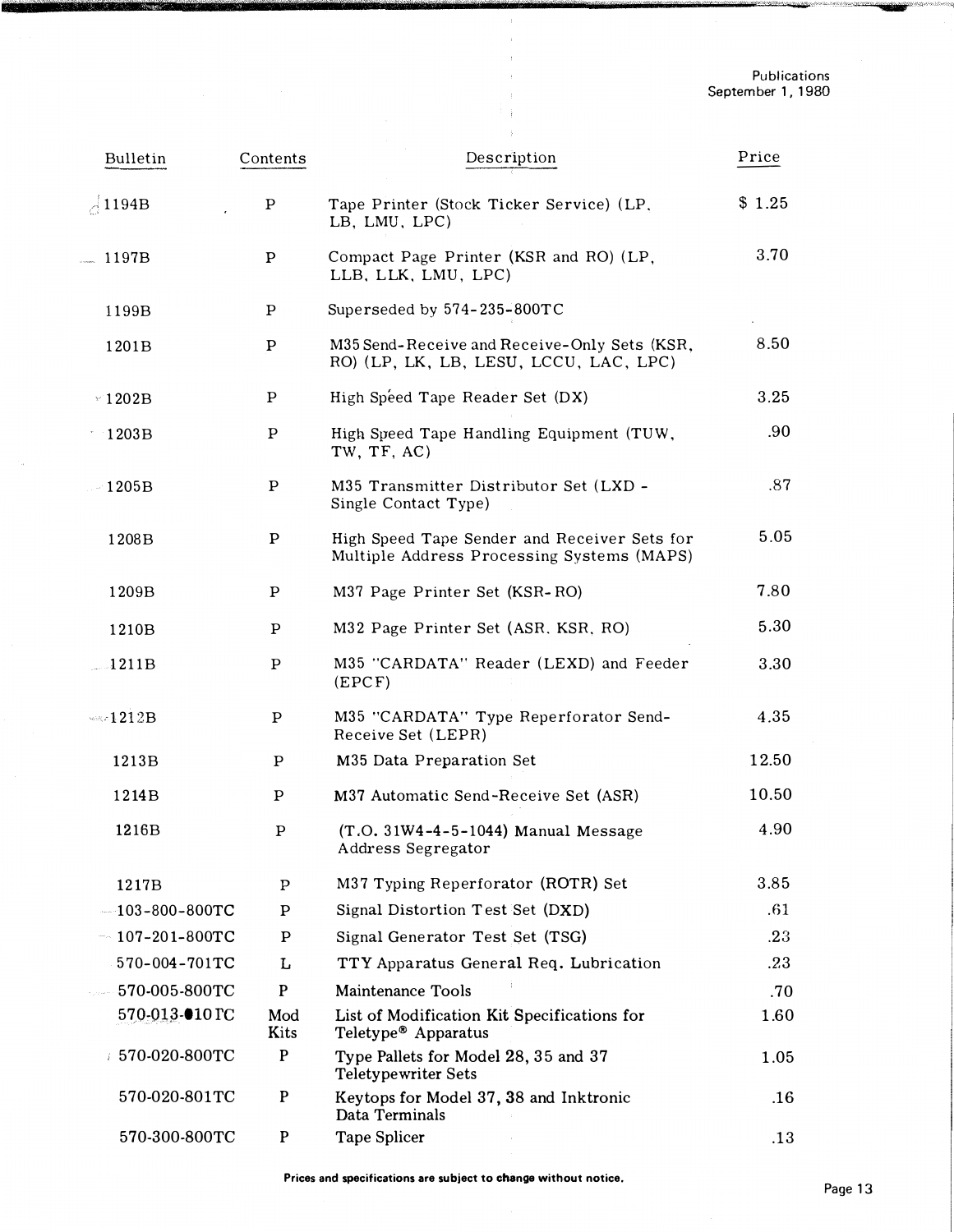| Bulletin | Contents | Description | Price |
|---|---|---|---|
| 1194B | P | Tape Printer (Stock Ticker Service) (LP, LB, LMU, LPC) | $ 1.25 |
| 1197B | P | Compact Page Printer (KSR and RO) (LP, LLB, LLK, LMU, LPC) | 3.70 |
| 1199B | P | Superseded by 574-235-800TC | |
| 1201B | P | M35 Send-Receive and Receive-Only Sets (KSR, RO) (LP, LK, LB, LESU, LCCU, LAC, LPC) | 8.50 |
| 1202B | P | High Speed Tape Reader Set (DX) | 3.25 |
| 1203B | P | High Speed Tape Handling Equipment (TUW, TW, TF, AC) | .90 |
| 1205B | P | M35 Transmitter Distributor Set (LXD - Single Contact Type) | .87 |
| 1208B | P | High Speed Tape Sender and Receiver Sets for Multiple Address Processing Systems (MAPS) | 5.05 |
| 1209B | P | M37 Page Printer Set (KSR-RO) | 7.80 |
| 1210B | P | M32 Page Printer Set (ASR, KSR, RO) | 5.30 |
| 1211B | P | M35 "CARDATA" Reader (LEXD) and Feeder (EPCF) | 3.30 |
| 1212B | P | M35 "CARDATA" Type Reperforator Send-Receive Set (LEPR) | 4.35 |
| 1213B | P | M35 Data Preparation Set | 12.50 |
| 1214B | P | M37 Automatic Send-Receive Set (ASR) | 10.50 |
| 1216B | P | (T.O. 31W4-4-5-1044) Manual Message Address Segregator | 4.90 |
| 1217B | P | M37 Typing Reperforator (ROTR) Set | 3.85 |
| 103-800-800TC | P | Signal Distortion Test Set (DXD) | .61 |
| 107-201-800TC | P | Signal Generator Test Set (TSG) | .23 |
| 570-004-701TC | L | TTY Apparatus General Req. Lubrication | .23 |
| 570-005-800TC | P | Maintenance Tools | .70 |
| 570-013-010TC | Mod Kits | List of Modification Kit Specifications for Teletype® Apparatus | 1.60 |
| 570-020-800TC | P | Type Pallets for Model 28, 35 and 37 Teletypewriter Sets | 1.05 |
| 570-020-801TC | P | Keytops for Model 37, 38 and Inktronic Data Terminals | .16 |
| 570-300-800TC | P | Tape Splicer | .13 |

**Prices and specifications are subject to change without notice.**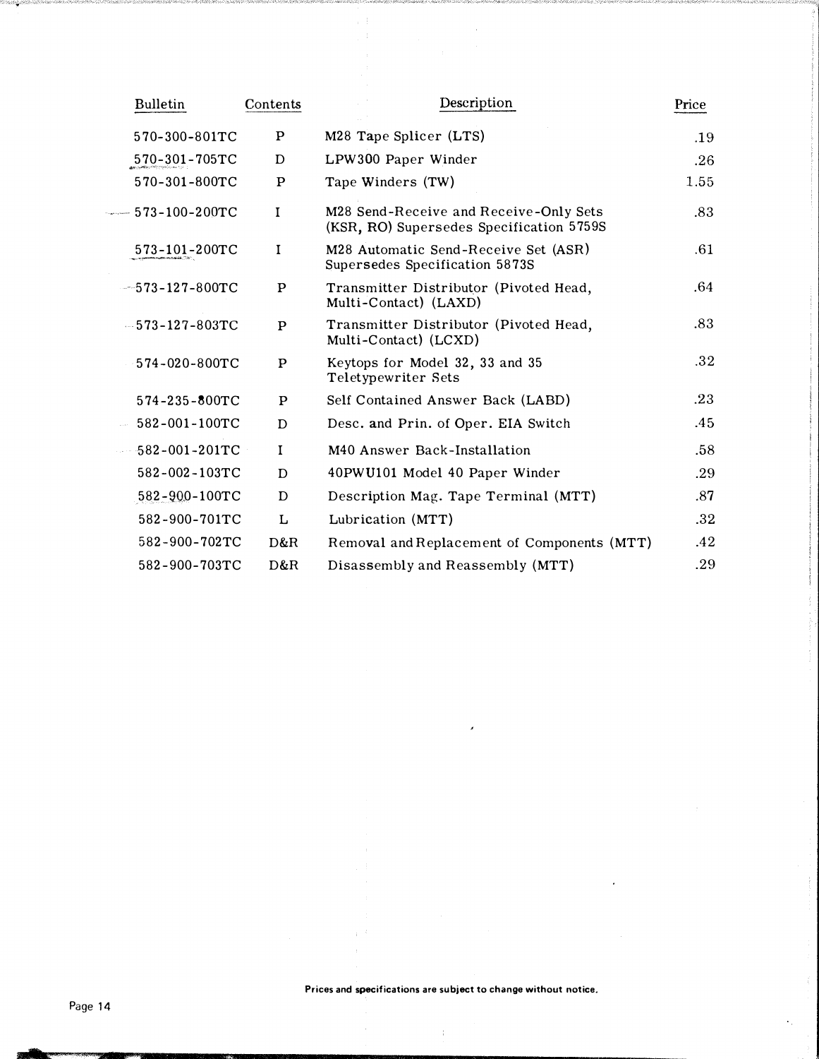| Bulletin | Contents | Description | Price |
|---|---|---|---|
| 570-300-801TC | P | M28 Tape Splicer (LTS) | .19 |
| 570-301-705TC | D | LPW300 Paper Winder | .26 |
| 570-301-800TC | P | Tape Winders (TW) | 1.55 |
| 573-100-200TC | I | M28 Send-Receive and Receive-Only Sets (KSR, RO) Supersedes Specification 5759S | .83 |
| 573-101-200TC | I | M28 Automatic Send-Receive Set (ASR) Supersedes Specification 5873S | .61 |
| 573-127-800TC | P | Transmitter Distributor (Pivoted Head, Multi-Contact) (LAXD) | .64 |
| 573-127-803TC | P | Transmitter Distributor (Pivoted Head, Multi-Contact) (LCXD) | .83 |
| 574-020-800TC | P | Keytops for Model 32, 33 and 35 Teletypewriter Sets | .32 |
| 574-235-800TC | P | Self Contained Answer Back (LABD) | .23 |
| 582-001-100TC | D | Desc. and Prin. of Oper. EIA Switch | .45 |
| 582-001-201TC | I | M40 Answer Back-Installation | .58 |
| 582-002-103TC | D | 40PWU101 Model 40 Paper Winder | .29 |
| 582-900-100TC | D | Description Mag. Tape Terminal (MTT) | .87 |
| 582-900-701TC | L | Lubrication (MTT) | .32 |
| 582-900-702TC | D&R | Removal and Replacement of Components (MTT) | .42 |
| 582-900-703TC | D&R | Disassembly and Reassembly (MTT) | .29 |

**Prices and specifications are subject to change without notice.**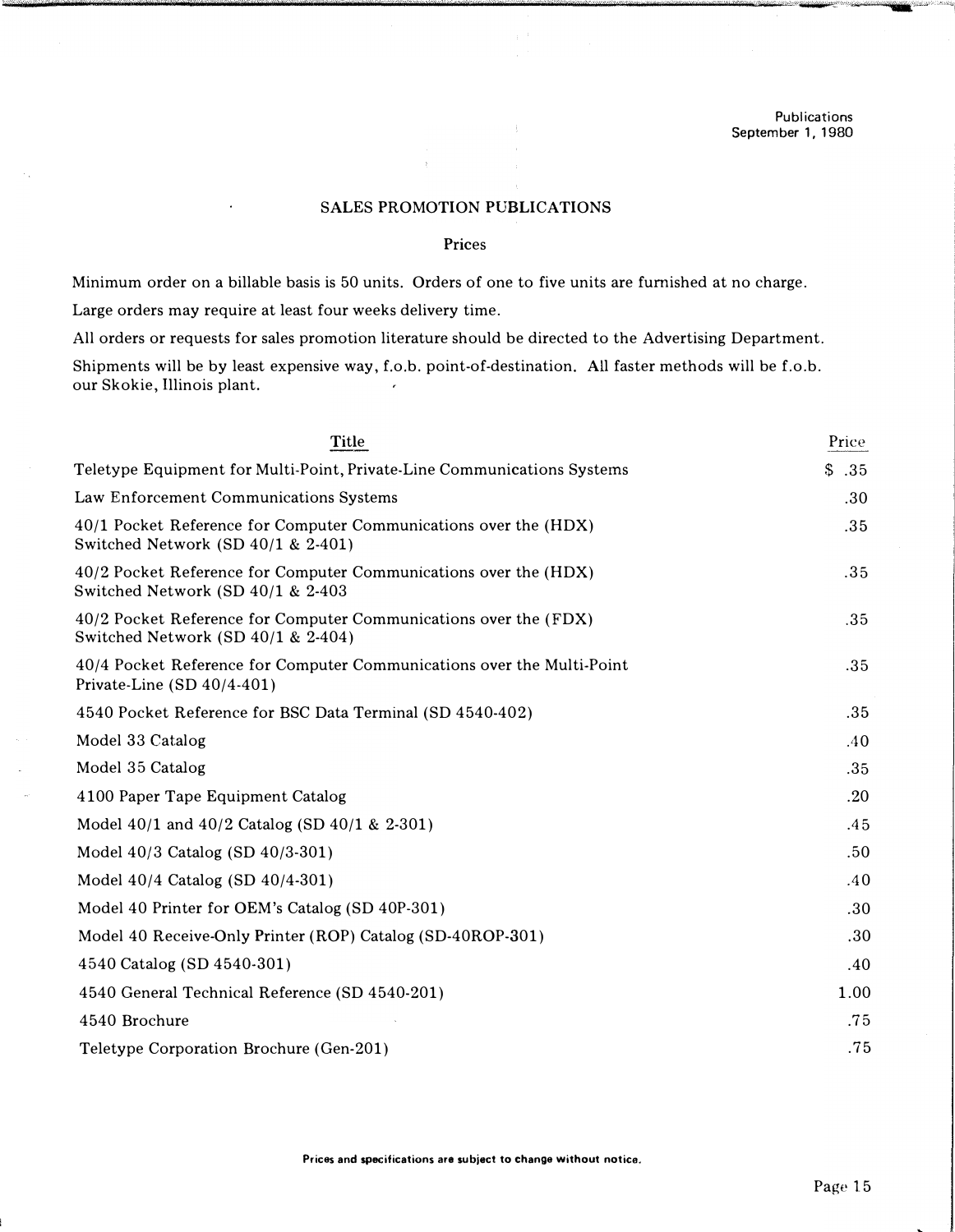Publications
September 1, 1980

## SALES PROMOTION PUBLICATIONS

### Prices

Minimum order on a billable basis is 50 units. Orders of one to five units are furnished at no charge.

Large orders may require at least four weeks delivery time.

All orders or requests for sales promotion literature should be directed to the Advertising Department.

Shipments will be by least expensive way, f.o.b. point-of-destination. All faster methods will be f.o.b. our Skokie, Illinois plant.

| Title | Price |
|---|---|
| Teletype Equipment for Multi-Point, Private-Line Communications Systems | $ .35 |
| Law Enforcement Communications Systems | .30 |
| 40/1 Pocket Reference for Computer Communications over the (HDX) Switched Network (SD 40/1 & 2-401) | .35 |
| 40/2 Pocket Reference for Computer Communications over the (HDX) Switched Network (SD 40/1 & 2-403 | .35 |
| 40/2 Pocket Reference for Computer Communications over the (FDX) Switched Network (SD 40/1 & 2-404) | .35 |
| 40/4 Pocket Reference for Computer Communications over the Multi-Point Private-Line (SD 40/4-401) | .35 |
| 4540 Pocket Reference for BSC Data Terminal (SD 4540-402) | .35 |
| Model 33 Catalog | .40 |
| Model 35 Catalog | .35 |
| 4100 Paper Tape Equipment Catalog | .20 |
| Model 40/1 and 40/2 Catalog (SD 40/1 & 2-301) | .45 |
| Model 40/3 Catalog (SD 40/3-301) | .50 |
| Model 40/4 Catalog (SD 40/4-301) | .40 |
| Model 40 Printer for OEM's Catalog (SD 40P-301) | .30 |
| Model 40 Receive-Only Printer (ROP) Catalog (SD-40ROP-301) | .30 |
| 4540 Catalog (SD 4540-301) | .40 |
| 4540 General Technical Reference (SD 4540-201) | 1.00 |
| 4540 Brochure | .75 |
| Teletype Corporation Brochure (Gen-201) | .75 |

**Prices and specifications are subject to change without notice.**